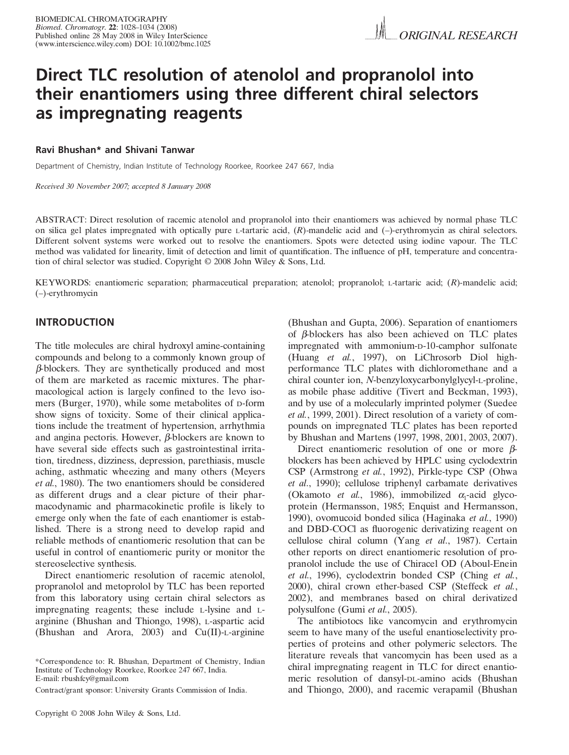# Direct TLC resolution of atenolol and propranolol into their enantiomers using three different chiral selectors as impregnating reagents

**Ravi Bhushan*** **and Shivani Tanwar**

Department of Chemistry, Indian Institute of Technology Roorkee, Roorkee 247 667, India

*Received 30 November 2007; accepted 8 January 2008*

ABSTRACT: Direct resolution of racemic atenolol and propranolol into their enantiomers was achieved by normal phase TLC on silica gel plates impregnated with optically pure L-tartaric acid, (*R*)-mandelic acid and (–)-erythromycin as chiral selectors. Different solvent systems were worked out to resolve the enantiomers. Spots were detected using iodine vapour. The TLC method was validated for linearity, limit of detection and limit of quantification. The influence of pH, temperature and concentration of chiral selector was studied. Copyright © 2008 John Wiley & Sons, Ltd.

KEYWORDS: enantiomeric separation; pharmaceutical preparation; atenolol; propranolol; L-tartaric acid; (*R*)-mandelic acid; (–)-erythromycin

## INTRODUCTION

The title molecules are chiral hydroxyl amine-containing compounds and belong to a commonly known group of $\beta$-blockers. They are synthetically produced and most of them are marketed as racemic mixtures. The pharmacological action is largely confined to the levo isomers (Burger, 1970), while some metabolites of D-form show signs of toxicity. Some of their clinical applications include the treatment of hypertension, arrhythmia and angina pectoris. However, $\beta$-blockers are known to have several side effects such as gastrointestinal irritation, tiredness, dizziness, depression, parethiasis, muscle aching, asthmatic wheezing and many others (Meyers *et al.*, 1980). The two enantiomers should be considered as different drugs and a clear picture of their pharmacodynamic and pharmacokinetic profile is likely to emerge only when the fate of each enantiomer is established. There is a strong need to develop rapid and reliable methods of enantiomeric resolution that can be useful in control of enantiomeric purity or monitor the stereoselective synthesis.

Direct enantiomeric resolution of racemic atenolol, propranolol and metoprolol by TLC has been reported from this laboratory using certain chiral selectors as impregnating reagents; these include L-lysine and L-arginine (Bhushan and Thiongo, 1998), L-aspartic acid (Bhushan and Arora, 2003) and Cu(II)-L-arginine (Bhushan and Gupta, 2006). Separation of enantiomers of $\beta$-blockers has also been achieved on TLC plates impregnated with ammonium-D-10-camphor sulfonate (Huang *et al.*, 1997), on LiChrosorb Diol high-performance TLC plates with dichloromethane and a chiral counter ion, *N*-benzyloxycarbonylglycyl-L-proline, as mobile phase additive (Tivert and Beckman, 1993), and by use of a molecularly imprinted polymer (Suedee *et al.*, 1999, 2001). Direct resolution of a variety of compounds on impregnated TLC plates has been reported by Bhushan and Martens (1997, 1998, 2001, 2003, 2007).

Direct enantiomeric resolution of one or more $\beta$-blockers has been achieved by HPLC using cyclodextrin CSP (Armstrong *et al.*, 1992), Pirkle-type CSP (Ohwa *et al.*, 1990); cellulose triphenyl carbamate derivatives (Okamoto *et al.*, 1986), immobilized $\alpha_1$-acid glycoprotein (Hermansson, 1985; Enquist and Hermansson, 1990), ovomucoid bonded silica (Haginaka *et al.*, 1990) and DBD-COCl as fluorogenic derivatizing reagent on cellulose chiral column (Yang *et al.*, 1987). Certain other reports on direct enantiomeric resolution of propranolol include the use of Chiracel OD (Aboul-Enein *et al.*, 1996), cyclodextrin bonded CSP (Ching *et al.*, 2000), chiral crown ether-based CSP (Steffeck *et al.*, 2002), and membranes based on chiral derivatized polysulfone (Gumi *et al.*, 2005).

The antibiotocs like vancomycin and erythromycin seem to have many of the useful enantioselectivity properties of proteins and other polymeric selectors. The literature reveals that vancomycin has been used as a chiral impregnating reagent in TLC for direct enantiomeric resolution of dansyl-DL-amino acids (Bhushan and Thiongo, 2000), and racemic verapamil (Bhushan

*Correspondence to: R. Bhushan, Department of Chemistry, Indian Institute of Technology Roorkee, Roorkee 247 667, India.
E-mail: rbushfcy@gmail.com

Contract/grant sponsor: University Grants Commission of India.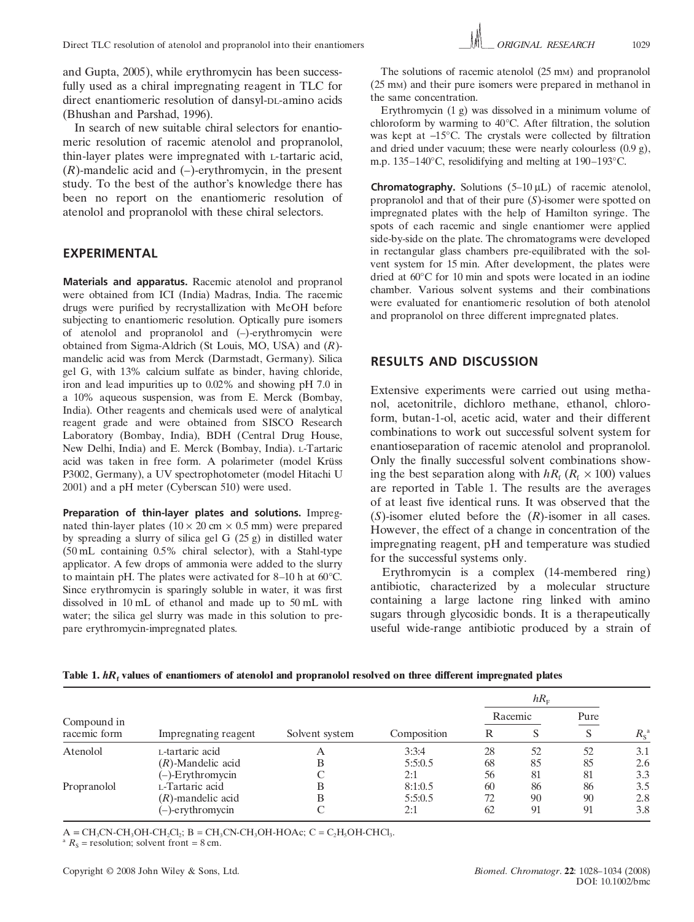and Gupta, 2005), while erythromycin has been successfully used as a chiral impregnating reagent in TLC for direct enantiomeric resolution of dansyl-DL-amino acids (Bhushan and Parshad, 1996).

In search of new suitable chiral selectors for enantiomeric resolution of racemic atenolol and propranolol, thin-layer plates were impregnated with L-tartaric acid, (*R*)-mandelic acid and (–)-erythromycin, in the present study. To the best of the author's knowledge there has been no report on the enantiomeric resolution of atenolol and propranolol with these chiral selectors.

## EXPERIMENTAL

**Materials and apparatus.** Racemic atenolol and propranol were obtained from ICI (India) Madras, India. The racemic drugs were purified by recrystallization with MeOH before subjecting to enantiomeric resolution. Optically pure isomers of atenolol and propranolol and (–)-erythromycin were obtained from Sigma-Aldrich (St Louis, MO, USA) and (*R*)-mandelic acid was from Merck (Darmstadt, Germany). Silica gel G, with 13% calcium sulfate as binder, having chloride, iron and lead impurities up to 0.02% and showing pH 7.0 in a 10% aqueous suspension, was from E. Merck (Bombay, India). Other reagents and chemicals used were of analytical reagent grade and were obtained from SISCO Research Laboratory (Bombay, India), BDH (Central Drug House, New Delhi, India) and E. Merck (Bombay, India). L-Tartaric acid was taken in free form. A polarimeter (model Krüss P3002, Germany), a UV spectrophotometer (model Hitachi U 2001) and a pH meter (Cyberscan 510) were used.

**Preparation of thin-layer plates and solutions.** Impregnated thin-layer plates (10 × 20 cm × 0.5 mm) were prepared by spreading a slurry of silica gel G (25 g) in distilled water (50 mL containing 0.5% chiral selector), with a Stahl-type applicator. A few drops of ammonia were added to the slurry to maintain pH. The plates were activated for 8–10 h at 60°C. Since erythromycin is sparingly soluble in water, it was first dissolved in 10 mL of ethanol and made up to 50 mL with water; the silica gel slurry was made in this solution to prepare erythromycin-impregnated plates.

The solutions of racemic atenolol (25 mM) and propranolol (25 mM) and their pure isomers were prepared in methanol in the same concentration.

Erythromycin (1 g) was dissolved in a minimum volume of chloroform by warming to 40°C. After filtration, the solution was kept at –15°C. The crystals were collected by filtration and dried under vacuum; these were nearly colourless (0.9 g), m.p. 135–140°C, resolidifying and melting at 190–193°C.

**Chromatography.** Solutions (5–10 μL) of racemic atenolol, propranolol and that of their pure (*S*)-isomer were spotted on impregnated plates with the help of Hamilton syringe. The spots of each racemic and single enantiomer were applied side-by-side on the plate. The chromatograms were developed in rectangular glass chambers pre-equilibrated with the solvent system for 15 min. After development, the plates were dried at 60°C for 10 min and spots were located in an iodine chamber. Various solvent systems and their combinations were evaluated for enantiomeric resolution of both atenolol and propranolol on three different impregnated plates.

## RESULTS AND DISCUSSION

Extensive experiments were carried out using methanol, acetonitrile, dichloro methane, ethanol, chloroform, butan-1-ol, acetic acid, water and their different combinations to work out successful solvent system for enantioseparation of racemic atenolol and propranolol. Only the finally successful solvent combinations showing the best separation along with $hR_f$ ($R_f \times 100$) values are reported in Table 1. The results are the averages of at least five identical runs. It was observed that the (*S*)-isomer eluted before the (*R*)-isomer in all cases. However, the effect of a change in concentration of the impregnating reagent, pH and temperature was studied for the successful systems only.

Erythromycin is a complex (14-membered ring) antibiotic, characterized by a molecular structure containing a large lactone ring linked with amino sugars through glycosidic bonds. It is a therapeutically useful wide-range antibiotic produced by a strain of

**Table 1. $hR_f$ values of enantiomers of atenolol and propranolol resolved on three different impregnated plates**

| Compound in racemic form | Impregnating reagent | Solvent system | Composition | $hR_F$ Racemic R | $hR_F$ Racemic S | $hR_F$ Pure S | $R_S$[a] |
|---|---|---|---|---|---|---|---|
| Atenolol | L-tartaric acid | A | 3:3:4 | 28 | 52 | 52 | 3.1 |
| | (*R*)-Mandelic acid | B | 5:5:0.5 | 68 | 85 | 85 | 2.6 |
| | (–)-Erythromycin | C | 2:1 | 56 | 81 | 81 | 3.3 |
| Propranolol | L-Tartaric acid | B | 8:1:0.5 | 60 | 86 | 86 | 3.5 |
| | (*R*)-mandelic acid | B | 5:5:0.5 | 72 | 90 | 90 | 2.8 |
| | (–)-erythromycin | C | 2:1 | 62 | 91 | 91 | 3.8 |

A = $CH_3CN$-$CH_3OH$-$CH_2Cl_2$; B = $CH_3CN$-$CH_3OH$-HOAc; C = $C_2H_5OH$-$CHCl_3$.

[a] $R_S$ = resolution; solvent front = 8 cm.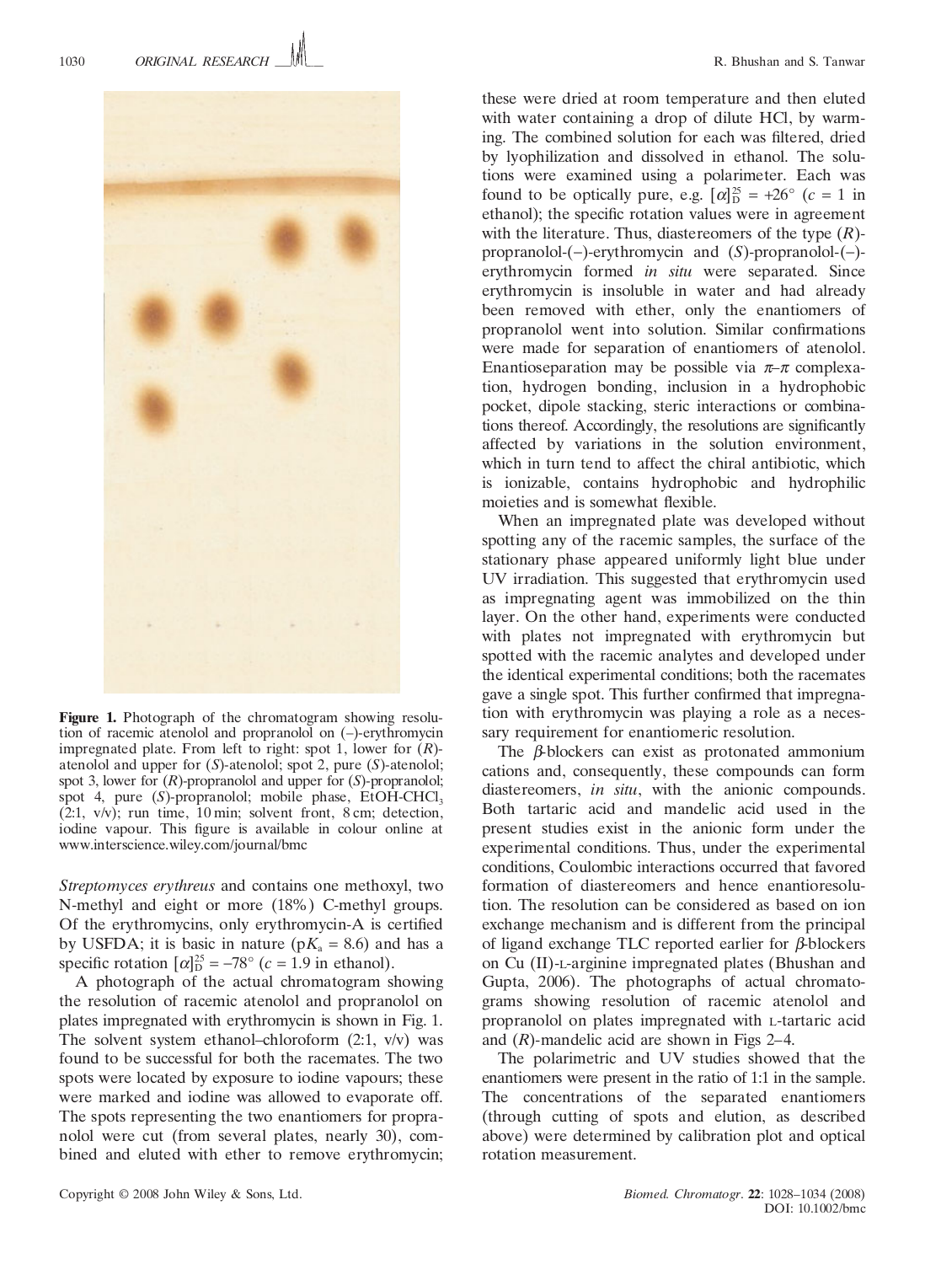**Figure 1.** Photograph of the chromatogram showing resolution of racemic atenolol and propranolol on (–)-erythromycin impregnated plate. From left to right: spot 1, lower for (*R*)-atenolol and upper for (*S*)-atenolol; spot 2, pure (*S*)-atenolol; spot 3, lower for (*R*)-propranolol and upper for (*S*)-propranolol; spot 4, pure (*S*)-propranolol; mobile phase, EtOH-$CHCl_3$ (2:1, v/v); run time, 10 min; solvent front, 8 cm; detection, iodine vapour. This figure is available in colour online at www.interscience.wiley.com/journal/bmc

*Streptomyces erythreus* and contains one methoxyl, two N-methyl and eight or more (18%) C-methyl groups. Of the erythromycins, only erythromycin-A is certified by USFDA; it is basic in nature (p$K_a$ = 8.6) and has a specific rotation $[\alpha]_D^{25} = -78°$ ($c$ = 1.9 in ethanol).

A photograph of the actual chromatogram showing the resolution of racemic atenolol and propranolol on plates impregnated with erythromycin is shown in Fig. 1. The solvent system ethanol–chloroform (2:1, v/v) was found to be successful for both the racemates. The two spots were located by exposure to iodine vapours; these were marked and iodine was allowed to evaporate off. The spots representing the two enantiomers for propranolol were cut (from several plates, nearly 30), combined and eluted with ether to remove erythromycin; these were dried at room temperature and then eluted with water containing a drop of dilute HCl, by warming. The combined solution for each was filtered, dried by lyophilization and dissolved in ethanol. The solutions were examined using a polarimeter. Each was found to be optically pure, e.g. $[\alpha]_D^{25} = +26°$ ($c$ = 1 in ethanol); the specific rotation values were in agreement with the literature. Thus, diastereomers of the type (*R*)-propranolol-(−)-erythromycin and (*S*)-propranolol-(−)-erythromycin formed *in situ* were separated. Since erythromycin is insoluble in water and had already been removed with ether, only the enantiomers of propranolol went into solution. Similar confirmations were made for separation of enantiomers of atenolol. Enantioseparation may be possible via $\pi$–$\pi$ complexation, hydrogen bonding, inclusion in a hydrophobic pocket, dipole stacking, steric interactions or combinations thereof. Accordingly, the resolutions are significantly affected by variations in the solution environment, which in turn tend to affect the chiral antibiotic, which is ionizable, contains hydrophobic and hydrophilic moieties and is somewhat flexible.

When an impregnated plate was developed without spotting any of the racemic samples, the surface of the stationary phase appeared uniformly light blue under UV irradiation. This suggested that erythromycin used as impregnating agent was immobilized on the thin layer. On the other hand, experiments were conducted with plates not impregnated with erythromycin but spotted with the racemic analytes and developed under the identical experimental conditions; both the racemates gave a single spot. This further confirmed that impregnation with erythromycin was playing a role as a necessary requirement for enantiomeric resolution.

The $\beta$-blockers can exist as protonated ammonium cations and, consequently, these compounds can form diastereomers, *in situ*, with the anionic compounds. Both tartaric acid and mandelic acid used in the present studies exist in the anionic form under the experimental conditions. Thus, under the experimental conditions, Coulombic interactions occurred that favored formation of diastereomers and hence enantioresolution. The resolution can be considered as based on ion exchange mechanism and is different from the principal of ligand exchange TLC reported earlier for $\beta$-blockers on Cu (II)-L-arginine impregnated plates (Bhushan and Gupta, 2006). The photographs of actual chromatograms showing resolution of racemic atenolol and propranolol on plates impregnated with L-tartaric acid and (*R*)-mandelic acid are shown in Figs 2–4.

The polarimetric and UV studies showed that the enantiomers were present in the ratio of 1:1 in the sample. The concentrations of the separated enantiomers (through cutting of spots and elution, as described above) were determined by calibration plot and optical rotation measurement.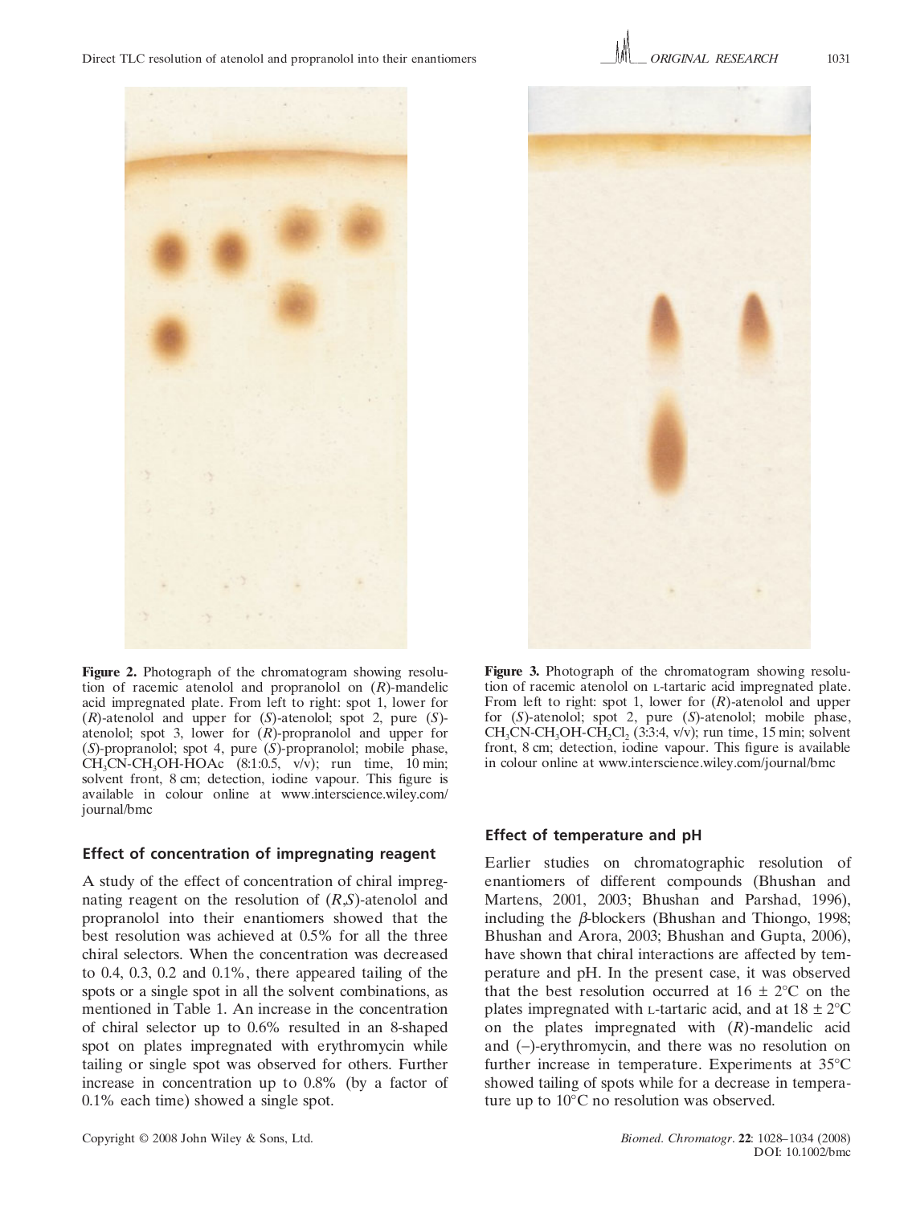Figure 2. Photograph of the chromatogram showing resolution of racemic atenolol and propranolol on (*R*)-mandelic acid impregnated plate. From left to right: spot 1, lower for (*R*)-atenolol and upper for (*S*)-atenolol; spot 2, pure (*S*)-atenolol; spot 3, lower for (*R*)-propranolol and upper for (*S*)-propranolol; spot 4, pure (*S*)-propranolol; mobile phase, $CH_3CN$-$CH_3OH$-HOAc (8:1:0.5, v/v); run time, 10 min; solvent front, 8 cm; detection, iodine vapour. This figure is available in colour online at www.interscience.wiley.com/journal/bmc

Figure 3. Photograph of the chromatogram showing resolution of racemic atenolol on L-tartaric acid impregnated plate. From left to right: spot 1, lower for (*R*)-atenolol and upper for (*S*)-atenolol; spot 2, pure (*S*)-atenolol; mobile phase, $CH_3CN$-$CH_3OH$-$CH_2Cl_2$ (3:3:4, v/v); run time, 15 min; solvent front, 8 cm; detection, iodine vapour. This figure is available in colour online at www.interscience.wiley.com/journal/bmc

### Effect of concentration of impregnating reagent

A study of the effect of concentration of chiral impregnating reagent on the resolution of (*R*,*S*)-atenolol and propranolol into their enantiomers showed that the best resolution was achieved at 0.5% for all the three chiral selectors. When the concentration was decreased to 0.4, 0.3, 0.2 and 0.1%, there appeared tailing of the spots or a single spot in all the solvent combinations, as mentioned in Table 1. An increase in the concentration of chiral selector up to 0.6% resulted in an 8-shaped spot on plates impregnated with erythromycin while tailing or single spot was observed for others. Further increase in concentration up to 0.8% (by a factor of 0.1% each time) showed a single spot.

### Effect of temperature and pH

Earlier studies on chromatographic resolution of enantiomers of different compounds (Bhushan and Martens, 2001, 2003; Bhushan and Parshad, 1996), including the $\beta$-blockers (Bhushan and Thiongo, 1998; Bhushan and Arora, 2003; Bhushan and Gupta, 2006), have shown that chiral interactions are affected by temperature and pH. In the present case, it was observed that the best resolution occurred at $16 \pm 2°C$ on the plates impregnated with L-tartaric acid, and at $18 \pm 2°C$ on the plates impregnated with (*R*)-mandelic acid and (–)-erythromycin, and there was no resolution on further increase in temperature. Experiments at 35°C showed tailing of spots while for a decrease in temperature up to 10°C no resolution was observed.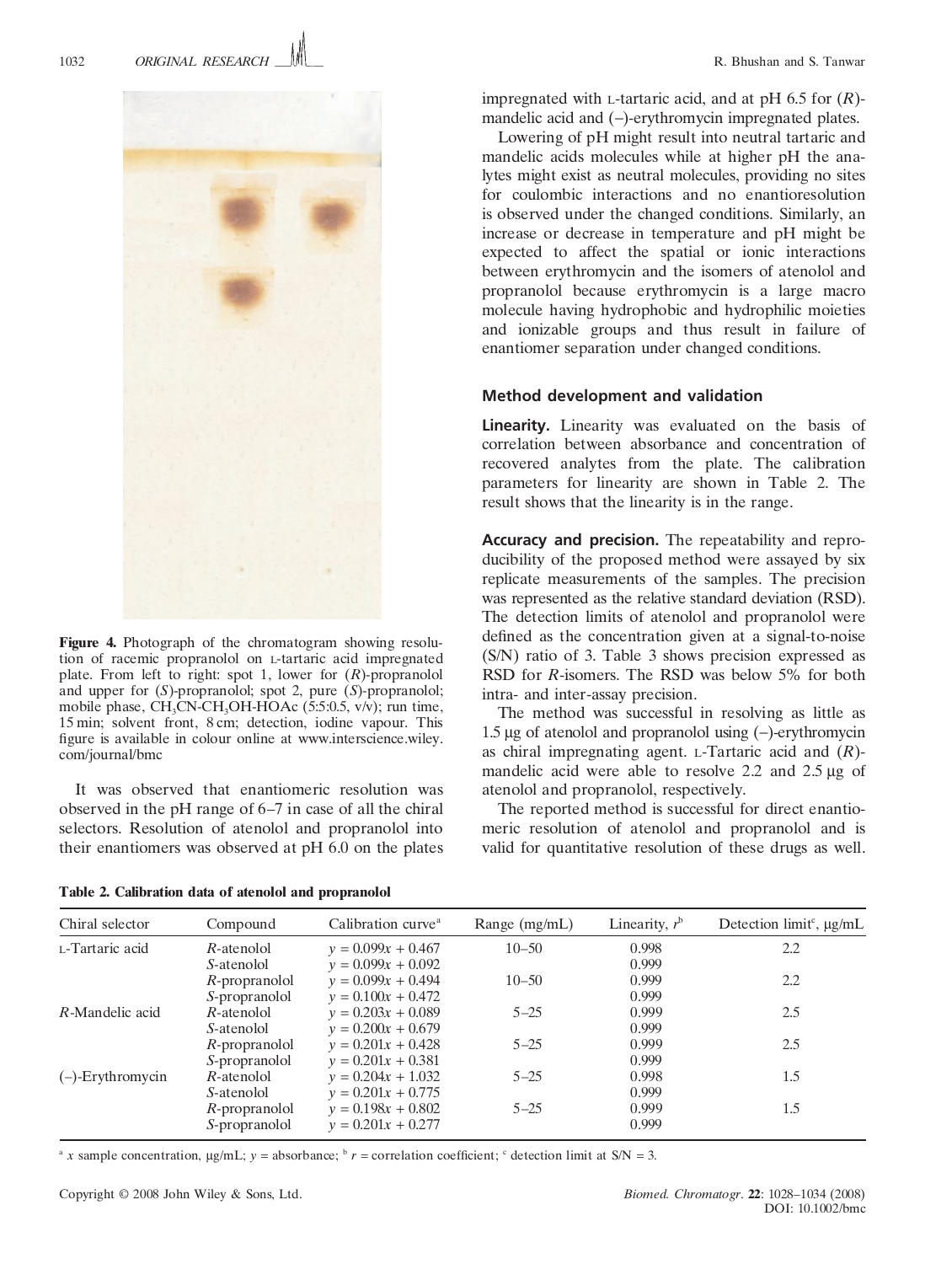**Figure 4.** Photograph of the chromatogram showing resolution of racemic propranolol on L-tartaric acid impregnated plate. From left to right: spot 1, lower for (*R*)-propranolol and upper for (*S*)-propranolol; spot 2, pure (*S*)-propranolol; mobile phase, $CH_3CN$-$CH_3OH$-HOAc (5:5:0.5, v/v); run time, 15 min; solvent front, 8 cm; detection, iodine vapour. This figure is available in colour online at www.interscience.wiley.com/journal/bmc

It was observed that enantiomeric resolution was observed in the pH range of 6–7 in case of all the chiral selectors. Resolution of atenolol and propranolol into their enantiomers was observed at pH 6.0 on the plates impregnated with L-tartaric acid, and at pH 6.5 for (*R*)-mandelic acid and (–)-erythromycin impregnated plates.

Lowering of pH might result into neutral tartaric and mandelic acids molecules while at higher pH the analytes might exist as neutral molecules, providing no sites for coulombic interactions and no enantioresolution is observed under the changed conditions. Similarly, an increase or decrease in temperature and pH might be expected to affect the spatial or ionic interactions between erythromycin and the isomers of atenolol and propranolol because erythromycin is a large macro molecule having hydrophobic and hydrophilic moieties and ionizable groups and thus result in failure of enantiomer separation under changed conditions.

## Method development and validation

**Linearity.** Linearity was evaluated on the basis of correlation between absorbance and concentration of recovered analytes from the plate. The calibration parameters for linearity are shown in Table 2. The result shows that the linearity is in the range.

**Accuracy and precision.** The repeatability and reproducibility of the proposed method were assayed by six replicate measurements of the samples. The precision was represented as the relative standard deviation (RSD). The detection limits of atenolol and propranolol were defined as the concentration given at a signal-to-noise (S/N) ratio of 3. Table 3 shows precision expressed as RSD for *R*-isomers. The RSD was below 5% for both intra- and inter-assay precision.

The method was successful in resolving as little as 1.5 μg of atenolol and propranolol using (–)-erythromycin as chiral impregnating agent. L-Tartaric acid and (*R*)-mandelic acid were able to resolve 2.2 and 2.5 μg of atenolol and propranolol, respectively.

The reported method is successful for direct enantiomeric resolution of atenolol and propranolol and is valid for quantitative resolution of these drugs as well.

**Table 2. Calibration data of atenolol and propranolol**

| Chiral selector | Compound | Calibration curve[a] | Range (mg/mL) | Linearity, $r$[b] | Detection limit[c], μg/mL |
|---|---|---|---|---|---|
| L-Tartaric acid | *R*-atenolol | $y = 0.099x + 0.467$ | 10–50 | 0.998 | 2.2 |
| | *S*-atenolol | $y = 0.099x + 0.092$ | | 0.999 | |
| | *R*-propranolol | $y = 0.099x + 0.494$ | 10–50 | 0.999 | 2.2 |
| | *S*-propranolol | $y = 0.100x + 0.472$ | | 0.999 | |
| *R*-Mandelic acid | *R*-atenolol | $y = 0.203x + 0.089$ | 5–25 | 0.999 | 2.5 |
| | *S*-atenolol | $y = 0.200x + 0.679$ | | 0.999 | |
| | *R*-propranolol | $y = 0.201x + 0.428$ | 5–25 | 0.999 | 2.5 |
| | *S*-propranolol | $y = 0.201x + 0.381$ | | 0.999 | |
| (–)-Erythromycin | *R*-atenolol | $y = 0.204x + 1.032$ | 5–25 | 0.998 | 1.5 |
| | *S*-atenolol | $y = 0.201x + 0.775$ | | 0.999 | |
| | *R*-propranolol | $y = 0.198x + 0.802$ | 5–25 | 0.999 | 1.5 |
| | *S*-propranolol | $y = 0.201x + 0.277$ | | 0.999 | |

[a] $x$ sample concentration, μg/mL; $y$ = absorbance; [b] $r$ = correlation coefficient; [c] detection limit at S/N = 3.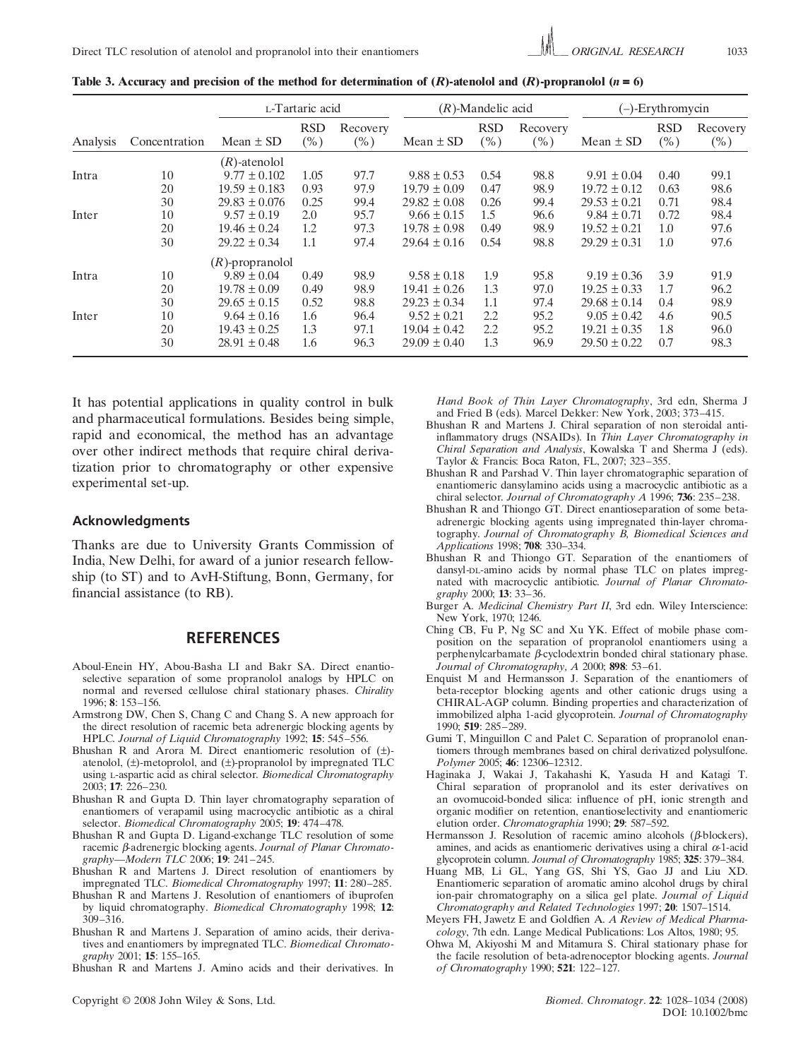**Table 3. Accuracy and precision of the method for determination of (*R*)-atenolol and (*R*)-propranolol (*n* = 6)**

| | | L-Tartaric acid | | | (*R*)-Mandelic acid | | | (–)-Erythromycin | | |
|---|---|---|---|---|---|---|---|---|---|---|
| Analysis | Concentration | Mean ± SD | RSD (%) | Recovery (%) | Mean ± SD | RSD (%) | Recovery (%) | Mean ± SD | RSD (%) | Recovery (%) |
| | | (*R*)-atenolol | | | | | | | | |
| Intra | 10 | 9.77 ± 0.102 | 1.05 | 97.7 | 9.88 ± 0.53 | 0.54 | 98.8 | 9.91 ± 0.04 | 0.40 | 99.1 |
| | 20 | 19.59 ± 0.183 | 0.93 | 97.9 | 19.79 ± 0.09 | 0.47 | 98.9 | 19.72 ± 0.12 | 0.63 | 98.6 |
| | 30 | 29.83 ± 0.076 | 0.25 | 99.4 | 29.82 ± 0.08 | 0.26 | 99.4 | 29.53 ± 0.21 | 0.71 | 98.4 |
| Inter | 10 | 9.57 ± 0.19 | 2.0 | 95.7 | 9.66 ± 0.15 | 1.5 | 96.6 | 9.84 ± 0.71 | 0.72 | 98.4 |
| | 20 | 19.46 ± 0.24 | 1.2 | 97.3 | 19.78 ± 0.98 | 0.49 | 98.9 | 19.52 ± 0.21 | 1.0 | 97.6 |
| | 30 | 29.22 ± 0.34 | 1.1 | 97.4 | 29.64 ± 0.16 | 0.54 | 98.8 | 29.29 ± 0.31 | 1.0 | 97.6 |
| | | (*R*)-propranolol | | | | | | | | |
| Intra | 10 | 9.89 ± 0.04 | 0.49 | 98.9 | 9.58 ± 0.18 | 1.9 | 95.8 | 9.19 ± 0.36 | 3.9 | 91.9 |
| | 20 | 19.78 ± 0.09 | 0.49 | 98.9 | 19.41 ± 0.26 | 1.3 | 97.0 | 19.25 ± 0.33 | 1.7 | 96.2 |
| | 30 | 29.65 ± 0.15 | 0.52 | 98.8 | 29.23 ± 0.34 | 1.1 | 97.4 | 29.68 ± 0.14 | 0.4 | 98.9 |
| Inter | 10 | 9.64 ± 0.16 | 1.6 | 96.4 | 9.52 ± 0.21 | 2.2 | 95.2 | 9.05 ± 0.42 | 4.6 | 90.5 |
| | 20 | 19.43 ± 0.25 | 1.3 | 97.1 | 19.04 ± 0.42 | 2.2 | 95.2 | 19.21 ± 0.35 | 1.8 | 96.0 |
| | 30 | 28.91 ± 0.48 | 1.6 | 96.3 | 29.09 ± 0.40 | 1.3 | 96.9 | 29.50 ± 0.22 | 0.7 | 98.3 |

It has potential applications in quality control in bulk and pharmaceutical formulations. Besides being simple, rapid and economical, the method has an advantage over other indirect methods that require chiral derivatization prior to chromatography or other expensive experimental set-up.

### Acknowledgments

Thanks are due to University Grants Commission of India, New Delhi, for award of a junior research fellowship (to ST) and to AvH-Stiftung, Bonn, Germany, for financial assistance (to RB).

## REFERENCES

Aboul-Enein HY, Abou-Basha LI and Bakr SA. Direct enantioselective separation of some propranolol analogs by HPLC on normal and reversed cellulose chiral stationary phases. *Chirality* 1996; **8**: 153–156.

Armstrong DW, Chen S, Chang C and Chang S. A new approach for the direct resolution of racemic beta adrenergic blocking agents by HPLC. *Journal of Liquid Chromatography* 1992; **15**: 545–556.

Bhushan R and Arora M. Direct enantiomeric resolution of (±)-atenolol, (±)-metoprolol, and (±)-propranolol by impregnated TLC using L-aspartic acid as chiral selector. *Biomedical Chromatography* 2003; **17**: 226–230.

Bhushan R and Gupta D. Thin layer chromatography separation of enantiomers of verapamil using macrocyclic antibiotic as a chiral selector. *Biomedical Chromatography* 2005; **19**: 474–478.

Bhushan R and Gupta D. Ligand-exchange TLC resolution of some racemic β-adrenergic blocking agents. *Journal of Planar Chromatography—Modern TLC* 2006; **19**: 241–245.

Bhushan R and Martens J. Direct resolution of enantiomers by impregnated TLC. *Biomedical Chromatography* 1997; **11**: 280–285.

Bhushan R and Martens J. Resolution of enantiomers of ibuprofen by liquid chromatography. *Biomedical Chromatography* 1998; **12**: 309–316.

Bhushan R and Martens J. Separation of amino acids, their derivatives and enantiomers by impregnated TLC. *Biomedical Chromatography* 2001; **15**: 155–165.

Bhushan R and Martens J. Amino acids and their derivatives. In *Hand Book of Thin Layer Chromatography*, 3rd edn, Sherma J and Fried B (eds). Marcel Dekker: New York, 2003; 373–415.

Bhushan R and Martens J. Chiral separation of non steroidal anti-inflammatory drugs (NSAIDs). In *Thin Layer Chromatography in Chiral Separation and Analysis*, Kowalska T and Sherma J (eds). Taylor & Francis: Boca Raton, FL, 2007; 323–355.

Bhushan R and Parshad V. Thin layer chromatographic separation of enantiomeric dansylamino acids using a macrocyclic antibiotic as a chiral selector. *Journal of Chromatography A* 1996; **736**: 235–238.

Bhushan R and Thiongo GT. Direct enantioseparation of some beta-adrenergic blocking agents using impregnated thin-layer chromatography. *Journal of Chromatography B, Biomedical Sciences and Applications* 1998; **708**: 330–334.

Bhushan R and Thiongo GT. Separation of the enantiomers of dansyl-DL-amino acids by normal phase TLC on plates impregnated with macrocyclic antibiotic. *Journal of Planar Chromatography* 2000; **13**: 33–36.

Burger A. *Medicinal Chemistry Part II*, 3rd edn. Wiley Interscience: New York, 1970; 1246.

Ching CB, Fu P, Ng SC and Xu YK. Effect of mobile phase composition on the separation of propranolol enantiomers using a perphenylcarbamate β-cyclodextrin bonded chiral stationary phase. *Journal of Chromatography, A* 2000; **898**: 53–61.

Enquist M and Hermansson J. Separation of the enantiomers of beta-receptor blocking agents and other cationic drugs using a CHIRAL-AGP column. Binding properties and characterization of immobilized alpha 1-acid glycoprotein. *Journal of Chromatography* 1990; **519**: 285–289.

Gumi T, Minguillon C and Palet C. Separation of propranolol enantiomers through membranes based on chiral derivatized polysulfone. *Polymer* 2005; **46**: 12306–12312.

Haginaka J, Wakai J, Takahashi K, Yasuda H and Katagi T. Chiral separation of propranolol and its ester derivatives on an ovomucoid-bonded silica: influence of pH, ionic strength and organic modifier on retention, enantioselectivity and enantiomeric elution order. *Chromatographia* 1990; **29**: 587–592.

Hermansson J. Resolution of racemic amino alcohols (β-blockers), amines, and acids as enantiomeric derivatives using a chiral α-1-acid glycoprotein column. *Journal of Chromatography* 1985; **325**: 379–384.

Huang MB, Li GL, Yang GS, Shi YS, Gao JJ and Liu XD. Enantiomeric separation of aromatic amino alcohol drugs by chiral ion-pair chromatography on a silica gel plate. *Journal of Liquid Chromatography and Related Technologies* 1997; **20**: 1507–1514.

Meyers FH, Jawetz E and Goldfien A. *A Review of Medical Pharmacology*, 7th edn. Lange Medical Publications: Los Altos, 1980; 95.

Ohwa M, Akiyoshi M and Mitamura S. Chiral stationary phase for the facile resolution of beta-adrenoceptor blocking agents. *Journal of Chromatography* 1990; **521**: 122–127.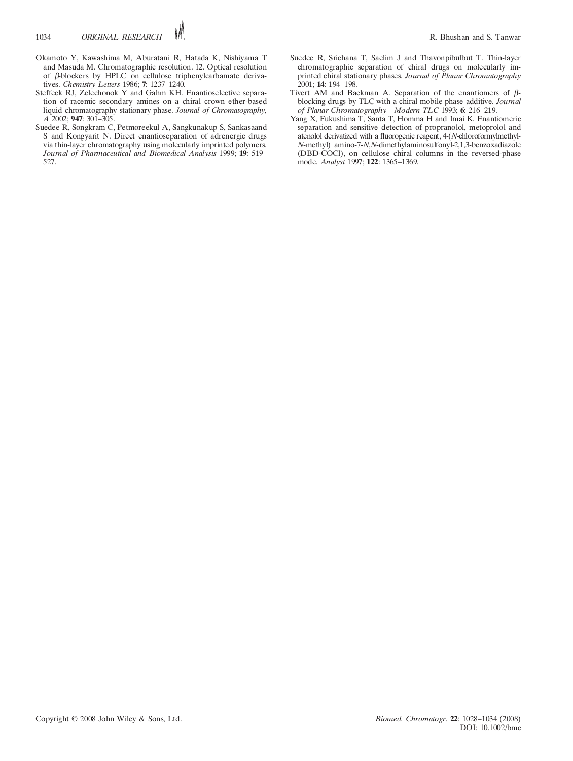Okamoto Y, Kawashima M, Aburatani R, Hatada K, Nishiyama T and Masuda M. Chromatographic resolution. 12. Optical resolution of $\beta$-blockers by HPLC on cellulose triphenylcarbamate derivatives. *Chemistry Letters* 1986; **7**: 1237–1240.

Steffeck RJ, Zelechonok Y and Gahm KH. Enantioselective separation of racemic secondary amines on a chiral crown ether-based liquid chromatography stationary phase. *Journal of Chromatography, A* 2002; **947**: 301–305.

Suedee R, Songkram C, Petmoreekul A, Sangkunakup S, Sankasaand S and Kongyarit N. Direct enantioseparation of adrenergic drugs via thin-layer chromatography using molecularly imprinted polymers. *Journal of Pharmaceutical and Biomedical Analysis* 1999; **19**: 519–527.

Suedee R, Srichana T, Saelim J and Thavonpibulbut T. Thin-layer chromatographic separation of chiral drugs on molecularly imprinted chiral stationary phases. *Journal of Planar Chromatography* 2001; **14**: 194–198.

Tivert AM and Backman A. Separation of the enantiomers of $\beta$-blocking drugs by TLC with a chiral mobile phase additive. *Journal of Planar Chromatography—Modern TLC* 1993; **6**: 216–219.

Yang X, Fukushima T, Santa T, Homma H and Imai K. Enantiomeric separation and sensitive detection of propranolol, metoprolol and atenolol derivatized with a fluorogenic reagent, 4-(*N*-chloroformylmethyl-*N*-methyl) amino-7-*N*,*N*-dimethylaminosulfonyl-2,1,3-benzoxadiazole (DBD-COCl), on cellulose chiral columns in the reversed-phase mode. *Analyst* 1997; **122**: 1365–1369.